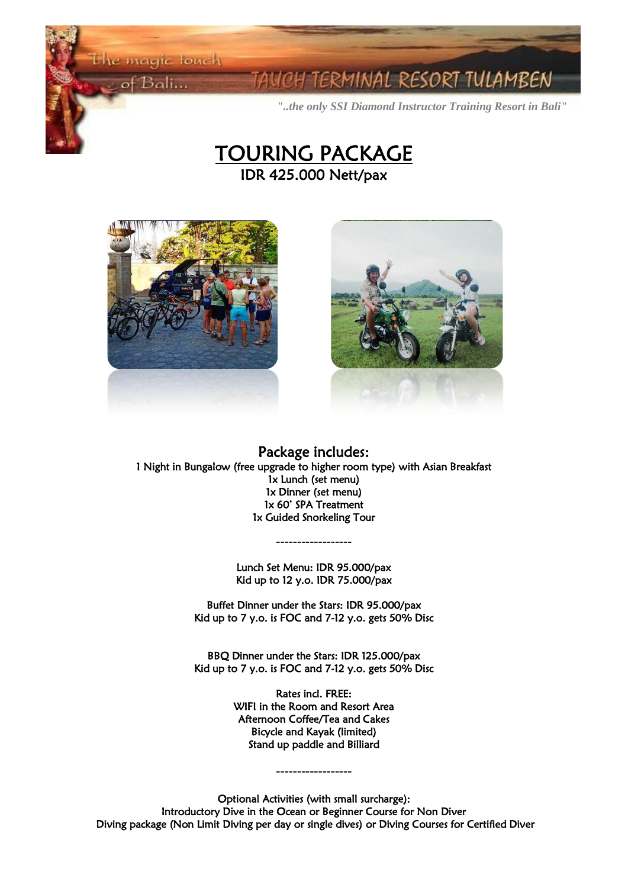The magic touch of Bali...

TAUCH TERMINAL RESORT TULAMBEN

*"..the only SSI Diamond Instructor Training Resort in Bali"*

# TOURING PACKAGE

## IDR 425.000 Nett/pax

## Package includes:

1 Night in Bungalow (free upgrade to higher room type) with Asian Breakfast
1x Lunch (set menu)
1x Dinner (set menu)
1x 60' SPA Treatment
1x Guided Snorkeling Tour

------------------

Lunch Set Menu: IDR 95.000/pax
Kid up to 12 y.o. IDR 75.000/pax

Buffet Dinner under the Stars: IDR 95.000/pax
Kid up to 7 y.o. is FOC and 7-12 y.o. gets 50% Disc

BBQ Dinner under the Stars: IDR 125.000/pax
Kid up to 7 y.o. is FOC and 7-12 y.o. gets 50% Disc

Rates incl. FREE:
WIFI in the Room and Resort Area
Afternoon Coffee/Tea and Cakes
Bicycle and Kayak (limited)
Stand up paddle and Billiard

------------------

Optional Activities (with small surcharge):
Introductory Dive in the Ocean or Beginner Course for Non Diver
Diving package (Non Limit Diving per day or single dives) or Diving Courses for Certified Diver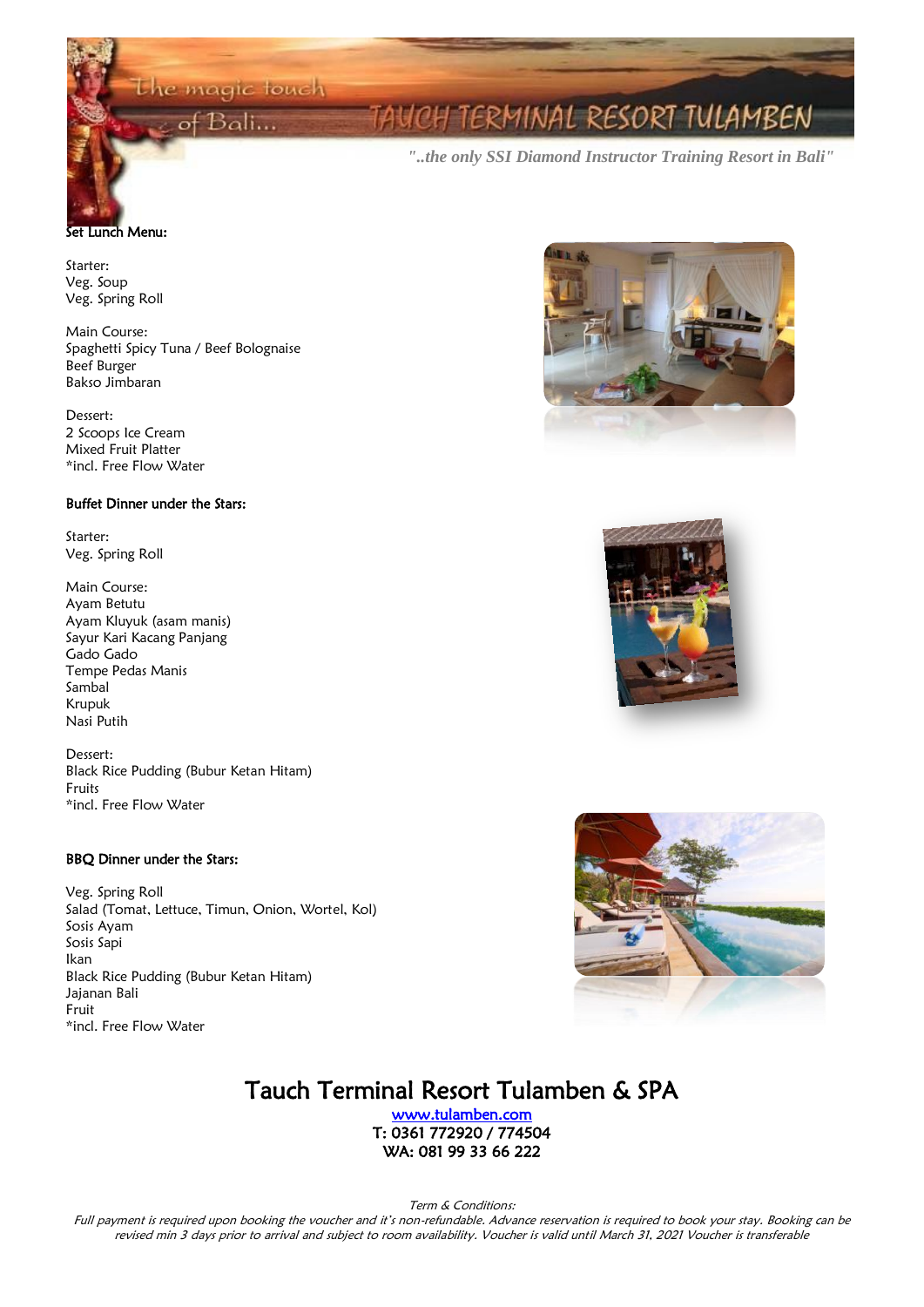"..the only SSI Diamond Instructor Training Resort in Bali"

**Set Lunch Menu:**

Starter:
Veg. Soup
Veg. Spring Roll

Main Course:
Spaghetti Spicy Tuna / Beef Bolognaise
Beef Burger
Bakso Jimbaran

Dessert:
2 Scoops Ice Cream
Mixed Fruit Platter
*incl. Free Flow Water

**Buffet Dinner under the Stars:**

Starter:
Veg. Spring Roll

Main Course:
Ayam Betutu
Ayam Kluyuk (asam manis)
Sayur Kari Kacang Panjang
Gado Gado
Tempe Pedas Manis
Sambal
Krupuk
Nasi Putih

Dessert:
Black Rice Pudding (Bubur Ketan Hitam)
Fruits
*incl. Free Flow Water

**BBQ Dinner under the Stars:**

Veg. Spring Roll
Salad (Tomat, Lettuce, Timun, Onion, Wortel, Kol)
Sosis Ayam
Sosis Sapi
Ikan
Black Rice Pudding (Bubur Ketan Hitam)
Jajanan Bali
Fruit
*incl. Free Flow Water

# Tauch Terminal Resort Tulamben & SPA

www.tulamben.com
T: 0361 772920 / 774504
WA: 081 99 33 66 222

*Term & Conditions:*
*Full payment is required upon booking the voucher and it's non-refundable. Advance reservation is required to book your stay. Booking can be revised min 3 days prior to arrival and subject to room availability. Voucher is valid until March 31, 2021 Voucher is transferable*